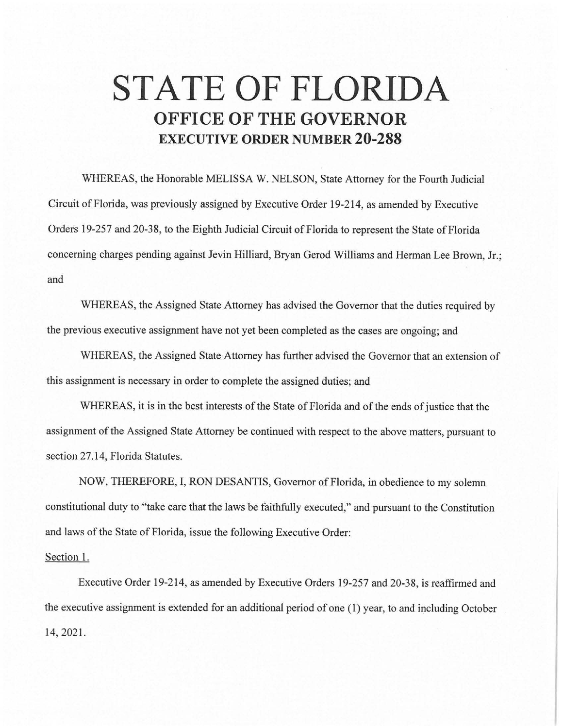# STATE OF FLORIDA

## OFFICE OF THE GOVERNOR

### EXECUTIVE ORDER NUMBER 20-288

WHEREAS, the Honorable MELISSA W. NELSON, State Attorney for the Fourth Judicial Circuit of Florida, was previously assigned by Executive Order 19-214, as amended by Executive Orders 19-257 and 20-38, to the Eighth Judicial Circuit of Florida to represent the State of Florida concerning charges pending against Jevin Hilliard, Bryan Gerod Williams and Herman Lee Brown, Jr.; and

WHEREAS, the Assigned State Attorney has advised the Governor that the duties required by the previous executive assignment have not yet been completed as the cases are ongoing; and

WHEREAS, the Assigned State Attorney has further advised the Governor that an extension of this assignment is necessary in order to complete the assigned duties; and

WHEREAS, it is in the best interests of the State of Florida and of the ends of justice that the assignment of the Assigned State Attorney be continued with respect to the above matters, pursuant to section 27.14, Florida Statutes.

NOW, THEREFORE, I, RON DESANTIS, Governor of Florida, in obedience to my solemn constitutional duty to "take care that the laws be faithfully executed," and pursuant to the Constitution and laws of the State of Florida, issue the following Executive Order:

Section 1.

Executive Order 19-214, as amended by Executive Orders 19-257 and 20-38, is reaffirmed and the executive assignment is extended for an additional period of one (1) year, to and including October 14, 2021.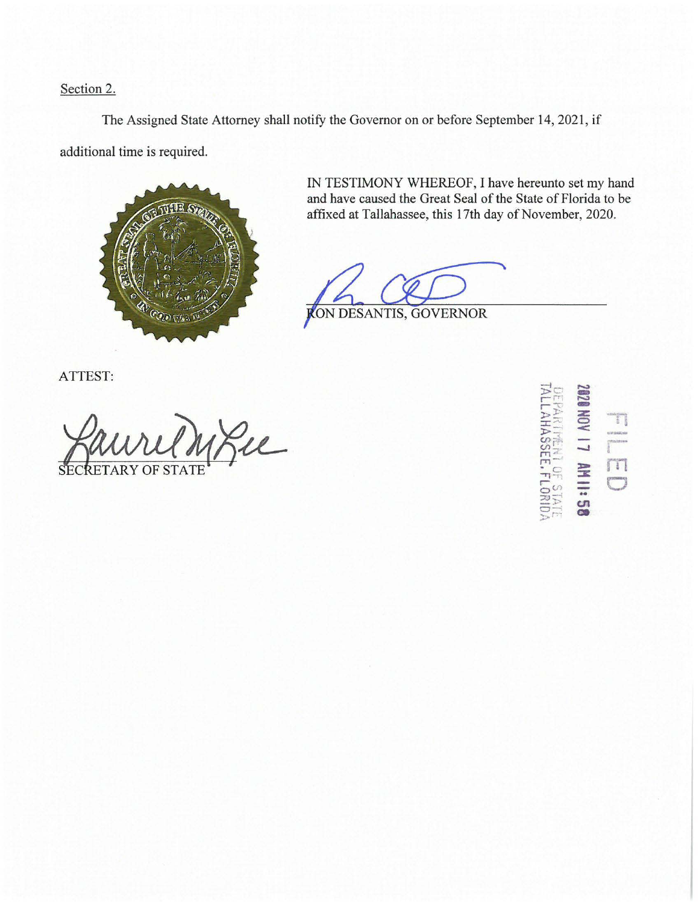Section 2.

The Assigned State Attorney shall notify the Governor on or before September 14, 2021, if additional time is required.

IN TESTIMONY WHEREOF, I have hereunto set my hand and have caused the Great Seal of the State of Florida to be affixed at Tallahassee, this 17th day of November, 2020.

RON DESANTIS, GOVERNOR

ATTEST:

SECRETARY OF STATE

FILED

2020 NOV 17 AM 11:58

DEPARTMENT OF STATE
TALLAHASSEE, FLORIDA